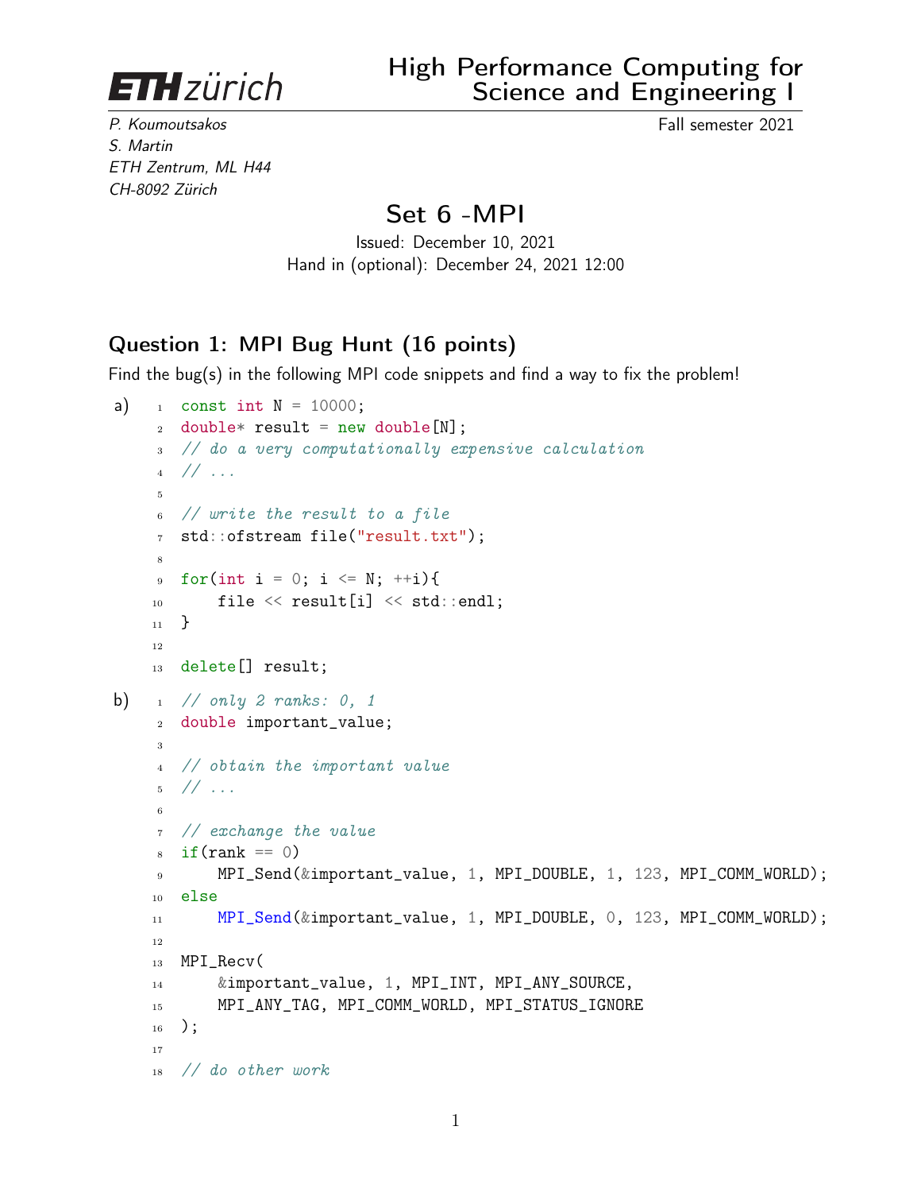ETH zürich

# High Performance Computing for Science and Engineering I

*P. Koumoutsakos*
*S. Martin*
*ETH Zentrum, ML H44*
*CH-8092 Zürich*

Fall semester 2021

## Set 6 -MPI

Issued: December 10, 2021
Hand in (optional): December 24, 2021 12:00

### Question 1: MPI Bug Hunt (16 points)

Find the bug(s) in the following MPI code snippets and find a way to fix the problem!

a)

```
const int N = 10000;
double* result = new double[N];
// do a very computationally expensive calculation
// ...

// write the result to a file
std::ofstream file("result.txt");

for(int i = 0; i <= N; ++i){
    file << result[i] << std::endl;
}

delete[] result;
```

b)

```
// only 2 ranks: 0, 1
double important_value;

// obtain the important value
// ...

// exchange the value
if(rank == 0)
    MPI_Send(&important_value, 1, MPI_DOUBLE, 1, 123, MPI_COMM_WORLD);
else
    MPI_Send(&important_value, 1, MPI_DOUBLE, 0, 123, MPI_COMM_WORLD);

MPI_Recv(
    &important_value, 1, MPI_INT, MPI_ANY_SOURCE,
    MPI_ANY_TAG, MPI_COMM_WORLD, MPI_STATUS_IGNORE
);

// do other work
```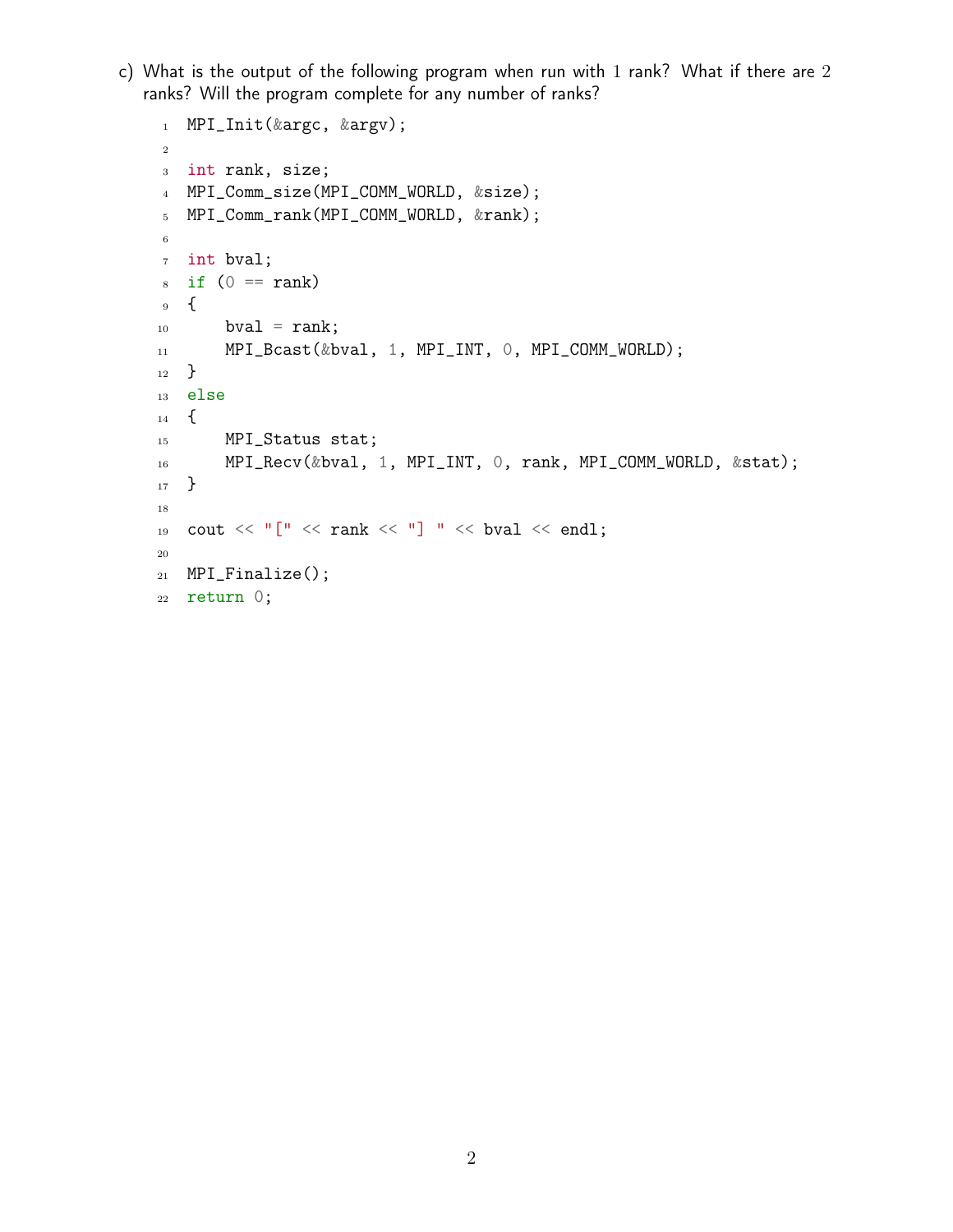c) What is the output of the following program when run with 1 rank? What if there are 2 ranks? Will the program complete for any number of ranks?

```
MPI_Init(&argc, &argv);

int rank, size;
MPI_Comm_size(MPI_COMM_WORLD, &size);
MPI_Comm_rank(MPI_COMM_WORLD, &rank);

int bval;
if (0 == rank)
{
    bval = rank;
    MPI_Bcast(&bval, 1, MPI_INT, 0, MPI_COMM_WORLD);
}
else
{
    MPI_Status stat;
    MPI_Recv(&bval, 1, MPI_INT, 0, rank, MPI_COMM_WORLD, &stat);
}

cout << "[" << rank << "] " << bval << endl;

MPI_Finalize();
return 0;
```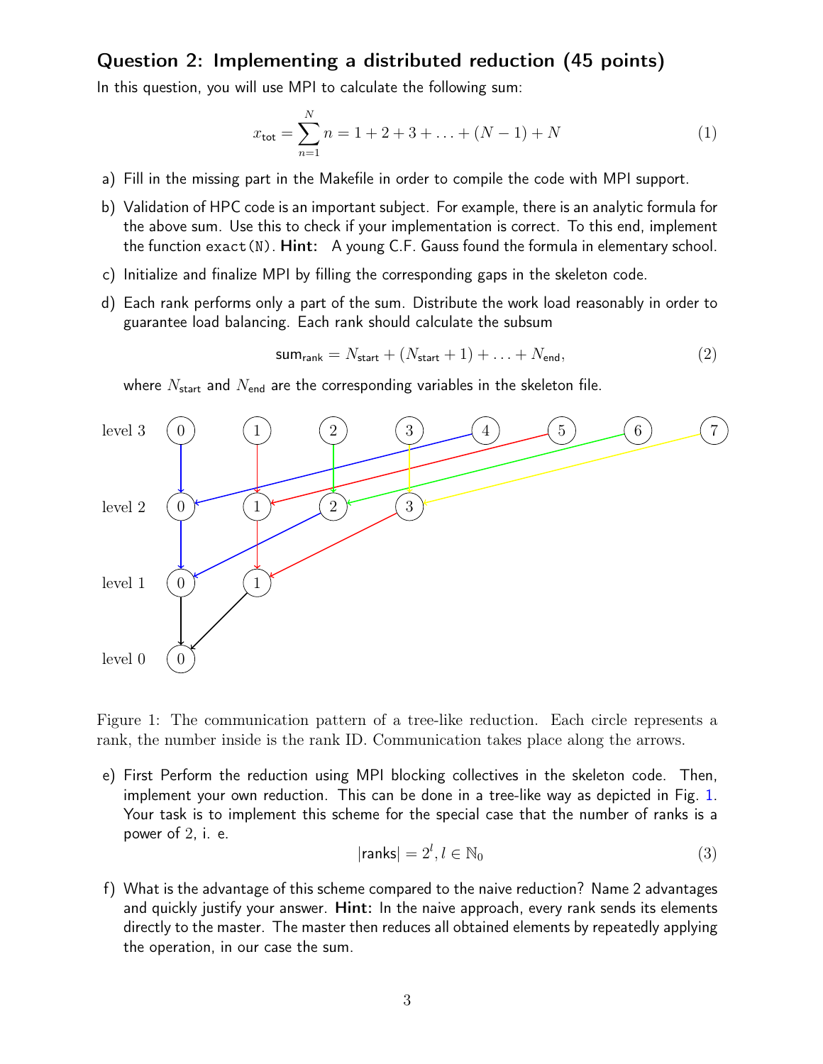## Question 2: Implementing a distributed reduction (45 points)

In this question, you will use MPI to calculate the following sum:

$$x_{\text{tot}} = \sum_{n=1}^{N} n = 1 + 2 + 3 + \ldots + (N-1) + N \tag{1}$$

a) Fill in the missing part in the Makefile in order to compile the code with MPI support.

b) Validation of HPC code is an important subject. For example, there is an analytic formula for the above sum. Use this to check if your implementation is correct. To this end, implement the function `exact(N)`. **Hint:** A young C.F. Gauss found the formula in elementary school.

c) Initialize and finalize MPI by filling the corresponding gaps in the skeleton code.

d) Each rank performs only a part of the sum. Distribute the work load reasonably in order to guarantee load balancing. Each rank should calculate the subsum

$$\text{sum}_{\text{rank}} = N_{\text{start}} + (N_{\text{start}} + 1) + \ldots + N_{\text{end}}, \tag{2}$$

where $N_{\text{start}}$ and $N_{\text{end}}$ are the corresponding variables in the skeleton file.

Figure 1: The communication pattern of a tree-like reduction. Each circle represents a rank, the number inside is the rank ID. Communication takes place along the arrows.

e) First Perform the reduction using MPI blocking collectives in the skeleton code. Then, implement your own reduction. This can be done in a tree-like way as depicted in Fig. 1. Your task is to implement this scheme for the special case that the number of ranks is a power of 2, i. e.

$$|\text{ranks}| = 2^l, l \in \mathbb{N}_0 \tag{3}$$

f) What is the advantage of this scheme compared to the naive reduction? Name 2 advantages and quickly justify your answer. **Hint:** In the naive approach, every rank sends its elements directly to the master. The master then reduces all obtained elements by repeatedly applying the operation, in our case the sum.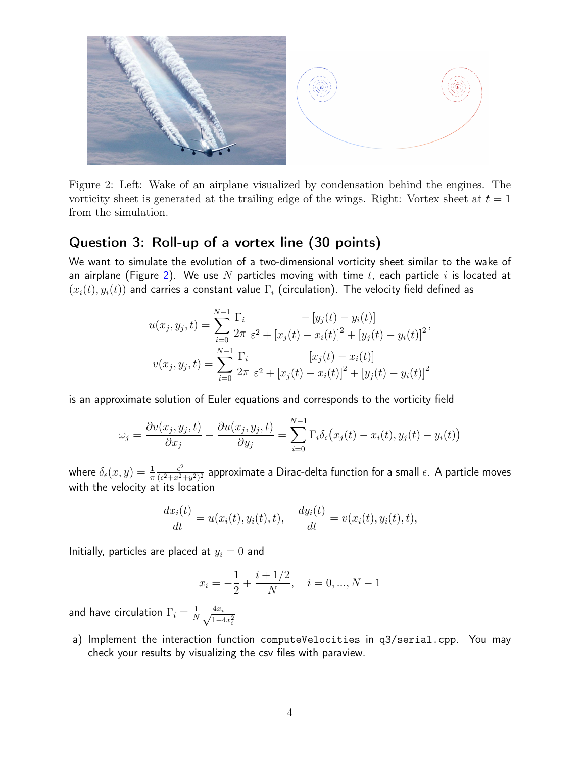Figure 2: Left: Wake of an airplane visualized by condensation behind the engines. The vorticity sheet is generated at the trailing edge of the wings. Right: Vortex sheet at $t = 1$ from the simulation.

## Question 3: Roll-up of a vortex line (30 points)

We want to simulate the evolution of a two-dimensional vorticity sheet similar to the wake of an airplane (Figure 2). We use $N$ particles moving with time $t$, each particle $i$ is located at $(x_i(t), y_i(t))$ and carries a constant value $\Gamma_i$ (circulation). The velocity field defined as

$$
u(x_j, y_j, t) = \sum_{i=0}^{N-1} \frac{\Gamma_i}{2\pi} \frac{-\left[y_j(t) - y_i(t)\right]}{\varepsilon^2 + \left[x_j(t) - x_i(t)\right]^2 + \left[y_j(t) - y_i(t)\right]^2},
$$

$$
v(x_j, y_j, t) = \sum_{i=0}^{N-1} \frac{\Gamma_i}{2\pi} \frac{\left[x_j(t) - x_i(t)\right]}{\varepsilon^2 + \left[x_j(t) - x_i(t)\right]^2 + \left[y_j(t) - y_i(t)\right]^2}
$$

is an approximate solution of Euler equations and corresponds to the vorticity field

$$
\omega_j = \frac{\partial v(x_j, y_j, t)}{\partial x_j} - \frac{\partial u(x_j, y_j, t)}{\partial y_j} = \sum_{i=0}^{N-1} \Gamma_i \delta_\epsilon\big(x_j(t) - x_i(t), y_j(t) - y_i(t)\big)
$$

where $\delta_\epsilon(x, y) = \frac{1}{\pi} \frac{\epsilon^2}{(\epsilon^2 + x^2 + y^2)^2}$ approximate a Dirac-delta function for a small $\epsilon$. A particle moves with the velocity at its location

$$
\frac{dx_i(t)}{dt} = u(x_i(t), y_i(t), t), \quad \frac{dy_i(t)}{dt} = v(x_i(t), y_i(t), t),
$$

Initially, particles are placed at $y_i = 0$ and

$$
x_i = -\frac{1}{2} + \frac{i + 1/2}{N}, \quad i = 0, ..., N-1
$$

and have circulation $\Gamma_i = \frac{1}{N} \frac{4x_i}{\sqrt{1 - 4x_i^2}}$

a) Implement the interaction function `computeVelocities` in `q3/serial.cpp`. You may check your results by visualizing the csv files with paraview.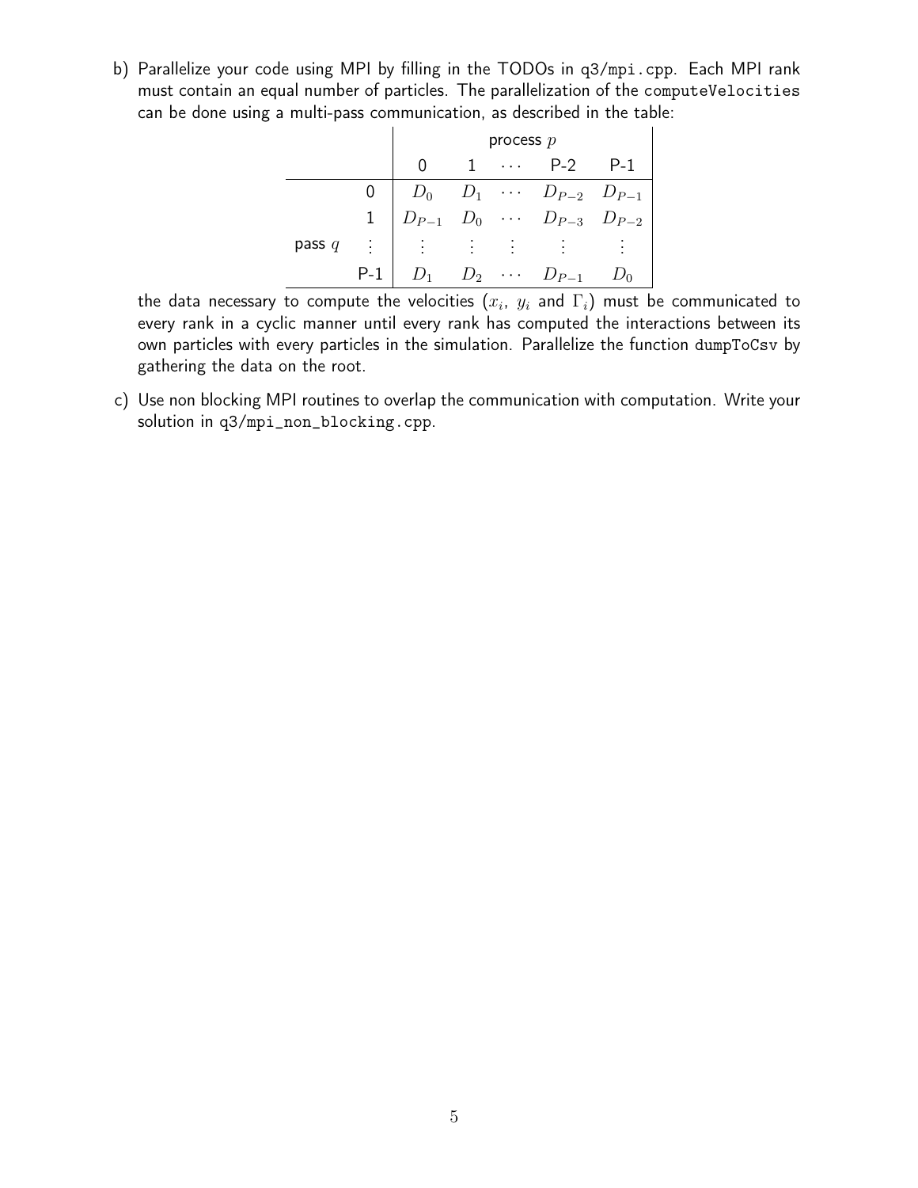b) Parallelize your code using MPI by filling in the TODOs in `q3/mpi.cpp`. Each MPI rank must contain an equal number of particles. The parallelization of the `computeVelocities` can be done using a multi-pass communication, as described in the table:

| | | process $p$ | | | | |
|---|---|---|---|---|---|---|
| | | 0 | 1 | $\cdots$ | P-2 | P-1 |
| pass $q$ | 0 | $D_0$ | $D_1$ | $\cdots$ | $D_{P-2}$ | $D_{P-1}$ |
| | 1 | $D_{P-1}$ | $D_0$ | $\cdots$ | $D_{P-3}$ | $D_{P-2}$ |
| | $\vdots$ | $\vdots$ | $\vdots$ | $\vdots$ | $\vdots$ | $\vdots$ |
| | P-1 | $D_1$ | $D_2$ | $\cdots$ | $D_{P-1}$ | $D_0$ |

the data necessary to compute the velocities ($x_i$, $y_i$ and $\Gamma_i$) must be communicated to every rank in a cyclic manner until every rank has computed the interactions between its own particles with every particles in the simulation. Parallelize the function `dumpToCsv` by gathering the data on the root.

c) Use non blocking MPI routines to overlap the communication with computation. Write your solution in `q3/mpi_non_blocking.cpp`.